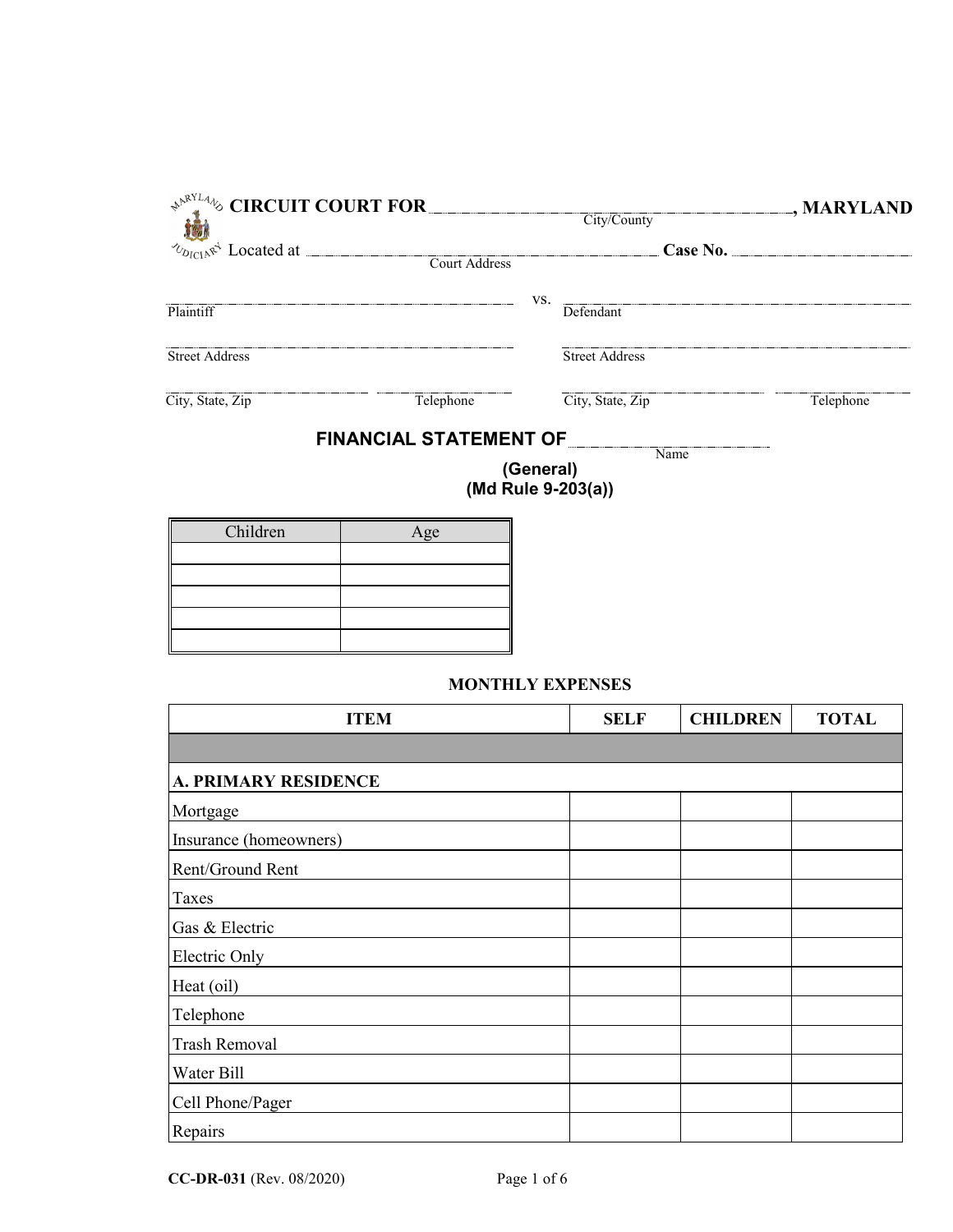**CIRCUIT COURT FOR** ______________________ **, MARYLAND**
City/County

Located at ______________________ **Case No.** ______________
Court Address

| | | |
|---|---|---|
| ______________________ | vs. | ______________________ |
| Plaintiff | | Defendant |
| ______________________ | | ______________________ |
| Street Address | | Street Address |
| ______________ ________ | | ______________ ________ |
| City, State, Zip Telephone | | City, State, Zip Telephone |

## FINANCIAL STATEMENT OF ______________
Name

**(General)**
**(Md Rule 9-203(a))**

| Children | Age |
|---|---|
| | |
| | |
| | |
| | |
| | |

### MONTHLY EXPENSES

| ITEM | SELF | CHILDREN | TOTAL |
|---|---|---|---|
| | | | |
| **A. PRIMARY RESIDENCE** | | | |
| Mortgage | | | |
| Insurance (homeowners) | | | |
| Rent/Ground Rent | | | |
| Taxes | | | |
| Gas & Electric | | | |
| Electric Only | | | |
| Heat (oil) | | | |
| Telephone | | | |
| Trash Removal | | | |
| Water Bill | | | |
| Cell Phone/Pager | | | |
| Repairs | | | |

**CC-DR-031** (Rev. 08/2020)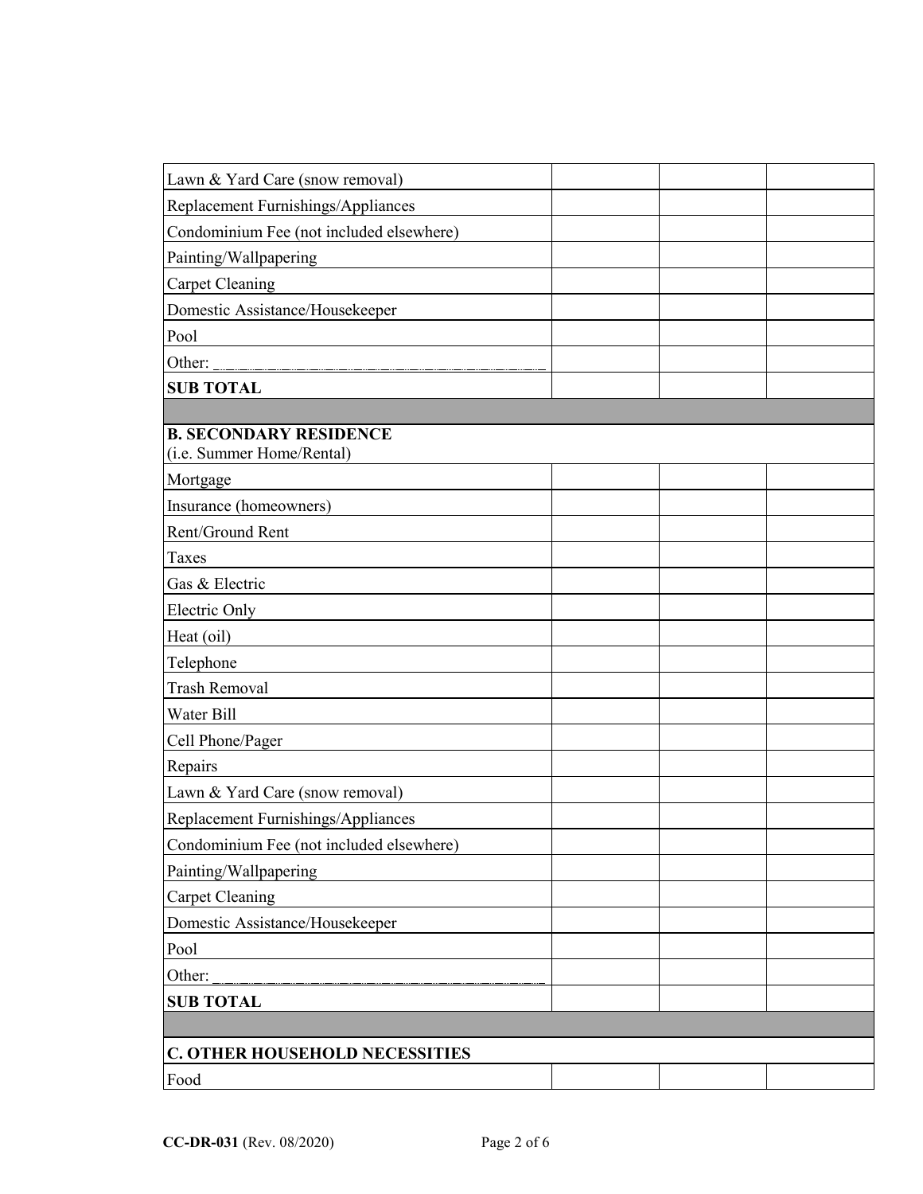| | | | |
|---|---|---|---|
| Lawn & Yard Care (snow removal) | | | |
| Replacement Furnishings/Appliances | | | |
| Condominium Fee (not included elsewhere) | | | |
| Painting/Wallpapering | | | |
| Carpet Cleaning | | | |
| Domestic Assistance/Housekeeper | | | |
| Pool | | | |
| Other: ____________________ | | | |
| **SUB TOTAL** | | | |
| | | | |
| **B. SECONDARY RESIDENCE** (i.e. Summer Home/Rental) | | | |
| Mortgage | | | |
| Insurance (homeowners) | | | |
| Rent/Ground Rent | | | |
| Taxes | | | |
| Gas & Electric | | | |
| Electric Only | | | |
| Heat (oil) | | | |
| Telephone | | | |
| Trash Removal | | | |
| Water Bill | | | |
| Cell Phone/Pager | | | |
| Repairs | | | |
| Lawn & Yard Care (snow removal) | | | |
| Replacement Furnishings/Appliances | | | |
| Condominium Fee (not included elsewhere) | | | |
| Painting/Wallpapering | | | |
| Carpet Cleaning | | | |
| Domestic Assistance/Housekeeper | | | |
| Pool | | | |
| Other: ____________________ | | | |
| **SUB TOTAL** | | | |
| | | | |
| **C. OTHER HOUSEHOLD NECESSITIES** | | | |
| Food | | | |

**CC-DR-031** (Rev. 08/2020)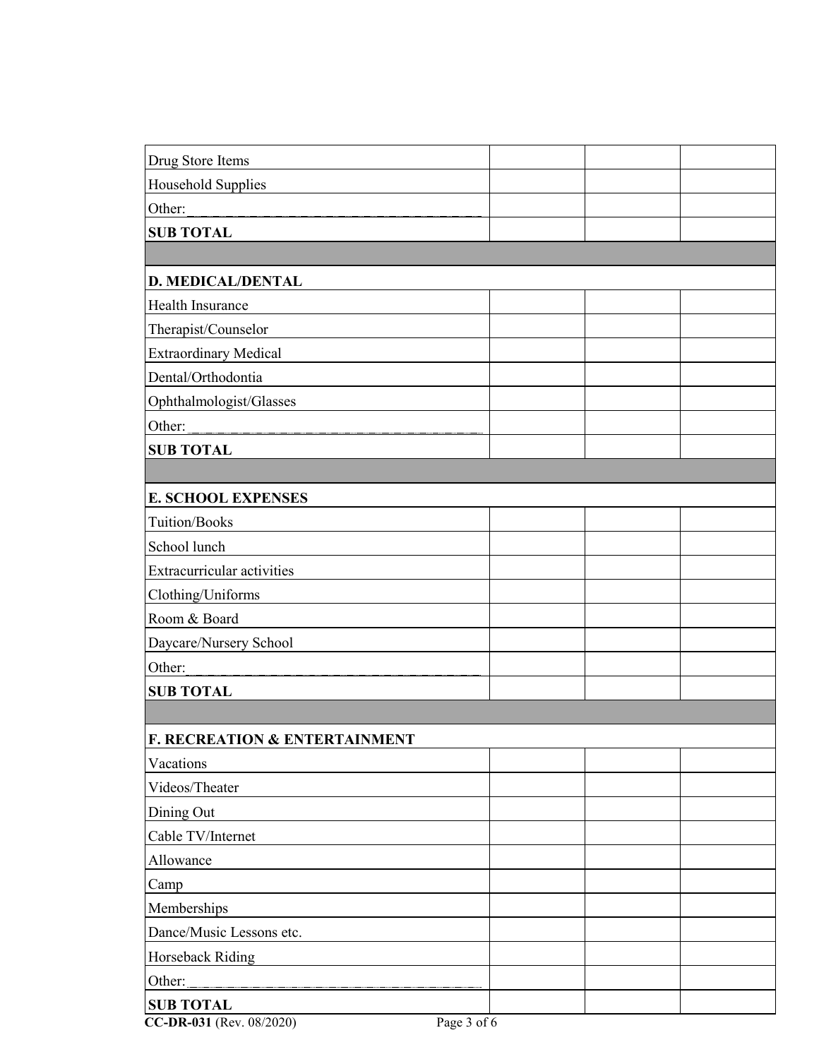| | | | |
|---|---|---|---|
| Drug Store Items | | | |
| Household Supplies | | | |
| Other:\_\_\_\_\_\_\_\_\_\_\_\_\_\_\_\_\_\_\_\_\_\_\_\_\_\_\_\_\_\_\_\_ | | | |
| **SUB TOTAL** | | | |
| | | | |
| **D. MEDICAL/DENTAL** | | | |
| Health Insurance | | | |
| Therapist/Counselor | | | |
| Extraordinary Medical | | | |
| Dental/Orthodontia | | | |
| Ophthalmologist/Glasses | | | |
| Other:\_\_\_\_\_\_\_\_\_\_\_\_\_\_\_\_\_\_\_\_\_\_\_\_\_\_\_\_\_\_\_\_ | | | |
| **SUB TOTAL** | | | |
| | | | |
| **E. SCHOOL EXPENSES** | | | |
| Tuition/Books | | | |
| School lunch | | | |
| Extracurricular activities | | | |
| Clothing/Uniforms | | | |
| Room & Board | | | |
| Daycare/Nursery School | | | |
| Other:\_\_\_\_\_\_\_\_\_\_\_\_\_\_\_\_\_\_\_\_\_\_\_\_\_\_\_\_\_\_\_\_ | | | |
| **SUB TOTAL** | | | |
| | | | |
| **F. RECREATION & ENTERTAINMENT** | | | |
| Vacations | | | |
| Videos/Theater | | | |
| Dining Out | | | |
| Cable TV/Internet | | | |
| Allowance | | | |
| Camp | | | |
| Memberships | | | |
| Dance/Music Lessons etc. | | | |
| Horseback Riding | | | |
| Other:\_\_\_\_\_\_\_\_\_\_\_\_\_\_\_\_\_\_\_\_\_\_\_\_\_\_\_\_\_\_\_\_ | | | |
| **SUB TOTAL** | | | |

**CC-DR-031** (Rev. 08/2020)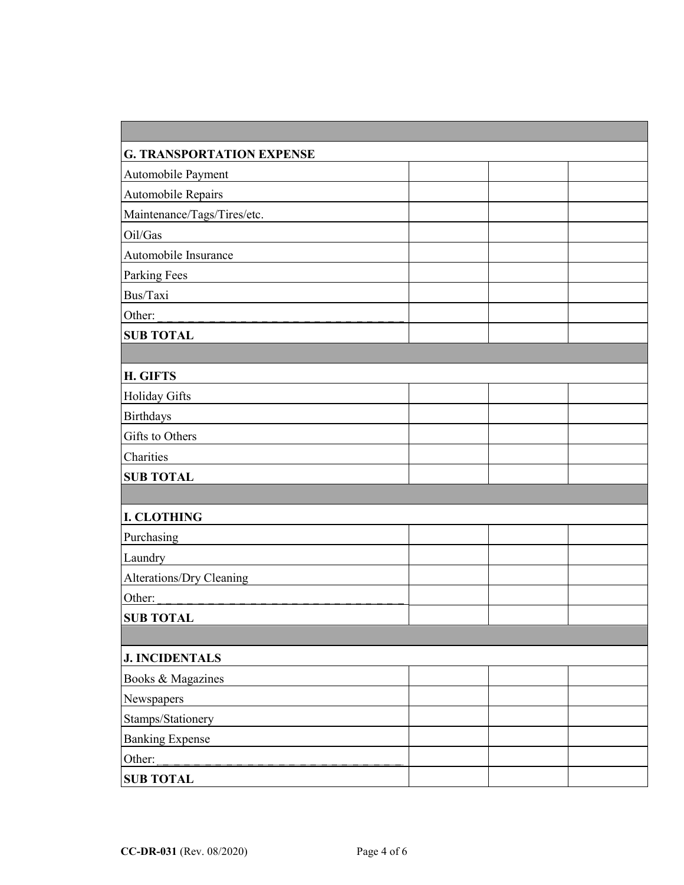| | | | |
|---|---|---|---|
| **G. TRANSPORTATION EXPENSE** | | | |
| Automobile Payment | | | |
| Automobile Repairs | | | |
| Maintenance/Tags/Tires/etc. | | | |
| Oil/Gas | | | |
| Automobile Insurance | | | |
| Parking Fees | | | |
| Bus/Taxi | | | |
| Other: ____________________ | | | |
| **SUB TOTAL** | | | |
| | | | |
| **H. GIFTS** | | | |
| Holiday Gifts | | | |
| Birthdays | | | |
| Gifts to Others | | | |
| Charities | | | |
| **SUB TOTAL** | | | |
| | | | |
| **I. CLOTHING** | | | |
| Purchasing | | | |
| Laundry | | | |
| Alterations/Dry Cleaning | | | |
| Other: ____________________ | | | |
| **SUB TOTAL** | | | |
| | | | |
| **J. INCIDENTALS** | | | |
| Books & Magazines | | | |
| Newspapers | | | |
| Stamps/Stationery | | | |
| Banking Expense | | | |
| Other: ____________________ | | | |
| **SUB TOTAL** | | | |

**CC-DR-031** (Rev. 08/2020)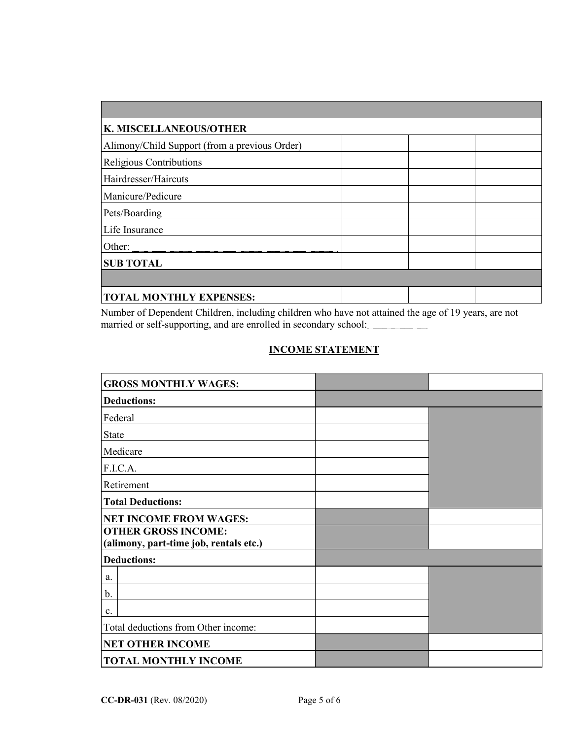| | | | |
|---|---|---|---|
| **K. MISCELLANEOUS/OTHER** | | | |
| Alimony/Child Support (from a previous Order) | | | |
| Religious Contributions | | | |
| Hairdresser/Haircuts | | | |
| Manicure/Pedicure | | | |
| Pets/Boarding | | | |
| Life Insurance | | | |
| Other: ______________________________ | | | |
| **SUB TOTAL** | | | |
| | | | |
| **TOTAL MONTHLY EXPENSES:** | | | |

Number of Dependent Children, including children who have not attained the age of 19 years, are not married or self-supporting, and are enrolled in secondary school:________

## INCOME STATEMENT

| | | |
|---|---|---|
| **GROSS MONTHLY WAGES:** | | |
| **Deductions:** | | |
| Federal | | |
| State | | |
| Medicare | | |
| F.I.C.A. | | |
| Retirement | | |
| **Total Deductions:** | | |
| **NET INCOME FROM WAGES:** | | |
| **OTHER GROSS INCOME: (alimony, part-time job, rentals etc.)** | | |
| **Deductions:** | | |
| a. | | |
| b. | | |
| c. | | |
| Total deductions from Other income: | | |
| **NET OTHER INCOME** | | |
| **TOTAL MONTHLY INCOME** | | |

**CC-DR-031** (Rev. 08/2020)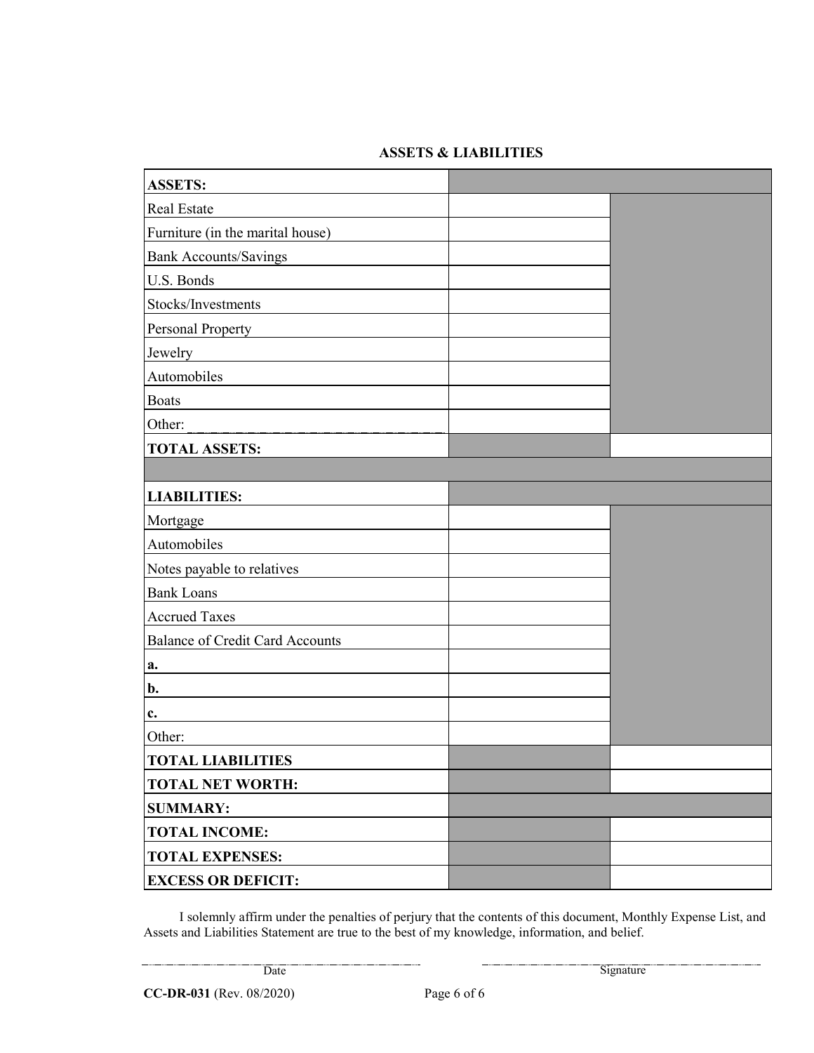## ASSETS & LIABILITIES

| | | |
|---|---|---|
| **ASSETS:** | | |
| Real Estate | | |
| Furniture (in the marital house) | | |
| Bank Accounts/Savings | | |
| U.S. Bonds | | |
| Stocks/Investments | | |
| Personal Property | | |
| Jewelry | | |
| Automobiles | | |
| Boats | | |
| Other: | | |
| **TOTAL ASSETS:** | | |
| | | |
| **LIABILITIES:** | | |
| Mortgage | | |
| Automobiles | | |
| Notes payable to relatives | | |
| Bank Loans | | |
| Accrued Taxes | | |
| Balance of Credit Card Accounts | | |
| **a.** | | |
| **b.** | | |
| **c.** | | |
| Other: | | |
| **TOTAL LIABILITIES** | | |
| **TOTAL NET WORTH:** | | |
| **SUMMARY:** | | |
| **TOTAL INCOME:** | | |
| **TOTAL EXPENSES:** | | |
| **EXCESS OR DEFICIT:** | | |

I solemnly affirm under the penalties of perjury that the contents of this document, Monthly Expense List, and Assets and Liabilities Statement are true to the best of my knowledge, information, and belief.

______________________________ Date

______________________________ Signature

**CC-DR-031** (Rev. 08/2020)